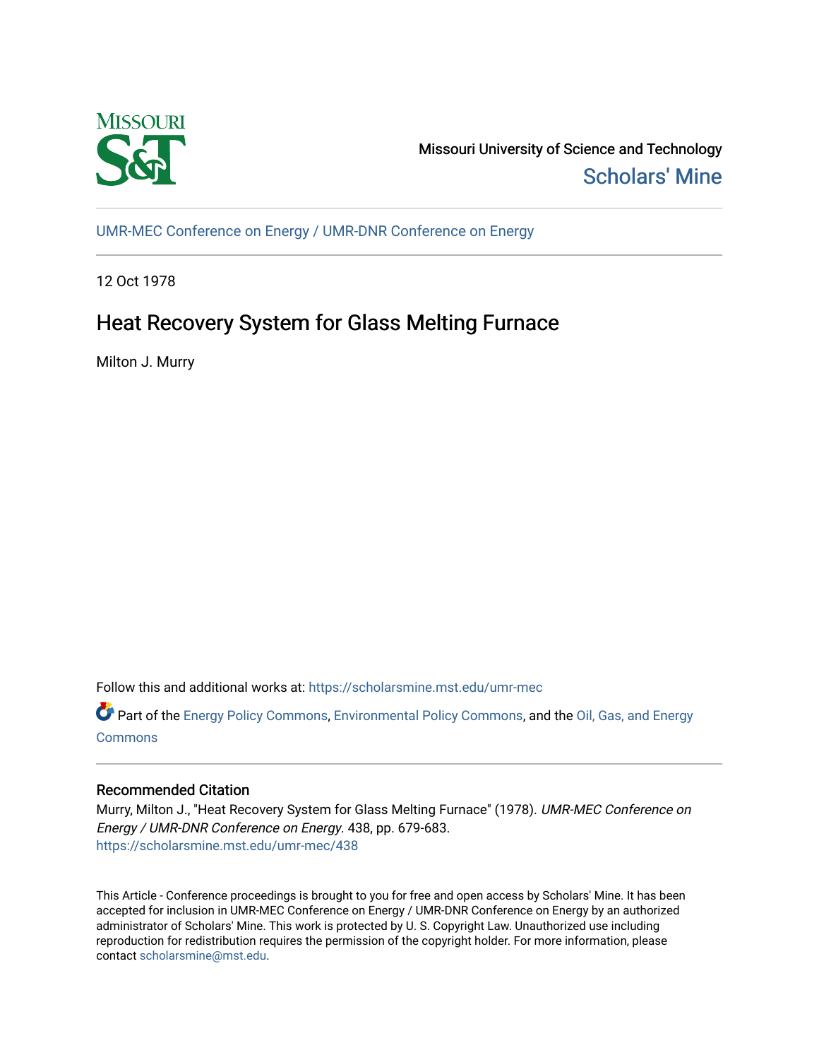Missouri University of Science and Technology

Scholars' Mine

UMR-MEC Conference on Energy / UMR-DNR Conference on Energy

12 Oct 1978

# Heat Recovery System for Glass Melting Furnace

Milton J. Murry

Follow this and additional works at: https://scholarsmine.mst.edu/umr-mec

Part of the Energy Policy Commons, Environmental Policy Commons, and the Oil, Gas, and Energy Commons

## Recommended Citation

Murry, Milton J., "Heat Recovery System for Glass Melting Furnace" (1978). *UMR-MEC Conference on Energy / UMR-DNR Conference on Energy*. 438, pp. 679-683.
https://scholarsmine.mst.edu/umr-mec/438

This Article - Conference proceedings is brought to you for free and open access by Scholars' Mine. It has been accepted for inclusion in UMR-MEC Conference on Energy / UMR-DNR Conference on Energy by an authorized administrator of Scholars' Mine. This work is protected by U. S. Copyright Law. Unauthorized use including reproduction for redistribution requires the permission of the copyright holder. For more information, please contact scholarsmine@mst.edu.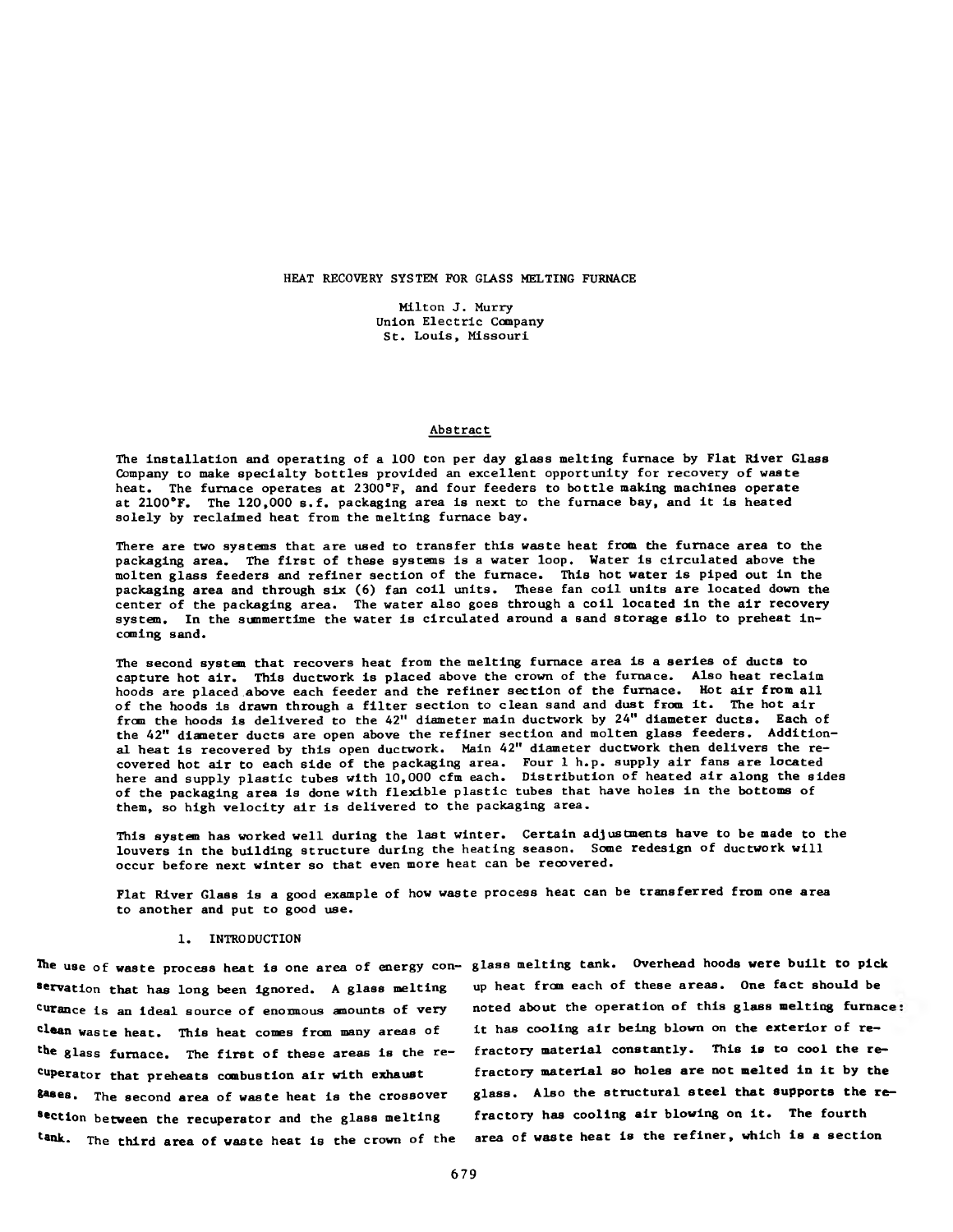# HEAT RECOVERY SYSTEM FOR GLASS MELTING FURNACE

Milton J. Murry
Union Electric Company
St. Louis, Missouri

## Abstract

The installation and operating of a 100 ton per day glass melting furnace by Flat River Glass Company to make specialty bottles provided an excellent opportunity for recovery of waste heat. The furnace operates at 2300°F, and four feeders to bottle making machines operate at 2100°F. The 120,000 s.f. packaging area is next to the furnace bay, and it is heated solely by reclaimed heat from the melting furnace bay.

There are two systems that are used to transfer this waste heat from the furnace area to the packaging area. The first of these systems is a water loop. Water is circulated above the molten glass feeders and refiner section of the furnace. This hot water is piped out in the packaging area and through six (6) fan coil units. These fan coil units are located down the center of the packaging area. The water also goes through a coil located in the air recovery system. In the summertime the water is circulated around a sand storage silo to preheat incoming sand.

The second system that recovers heat from the melting furnace area is a series of ducts to capture hot air. This ductwork is placed above the crown of the furnace. Also heat reclaim hoods are placed above each feeder and the refiner section of the furnace. Hot air from all of the hoods is drawn through a filter section to clean sand and dust from it. The hot air from the hoods is delivered to the 42" diameter main ductwork by 24" diameter ducts. Each of the 42" diameter ducts are open above the refiner section and molten glass feeders. Additional heat is recovered by this open ductwork. Main 42" diameter ductwork then delivers the recovered hot air to each side of the packaging area. Four 1 h.p. supply air fans are located here and supply plastic tubes with 10,000 cfm each. Distribution of heated air along the sides of the packaging area is done with flexible plastic tubes that have holes in the bottoms of them, so high velocity air is delivered to the packaging area.

This system has worked well during the last winter. Certain adjustments have to be made to the louvers in the building structure during the heating season. Some redesign of ductwork will occur before next winter so that even more heat can be recovered.

Flat River Glass is a good example of how waste process heat can be transferred from one area to another and put to good use.

## 1. INTRODUCTION

The use of waste process heat is one area of energy conservation that has long been ignored. A glass melting curance is an ideal source of enormous amounts of very clean waste heat. This heat comes from many areas of the glass furnace. The first of these areas is the recuperator that preheats combustion air with exhaust gases. The second area of waste heat is the crossover section between the recuperator and the glass melting tank. The third area of waste heat is the crown of the glass melting tank. Overhead hoods were built to pick up heat from each of these areas. One fact should be noted about the operation of this glass melting furnace: it has cooling air being blown on the exterior of refractory material constantly. This is to cool the refractory material so holes are not melted in it by the glass. Also the structural steel that supports the refractory has cooling air blowing on it. The fourth area of waste heat is the refiner, which is a section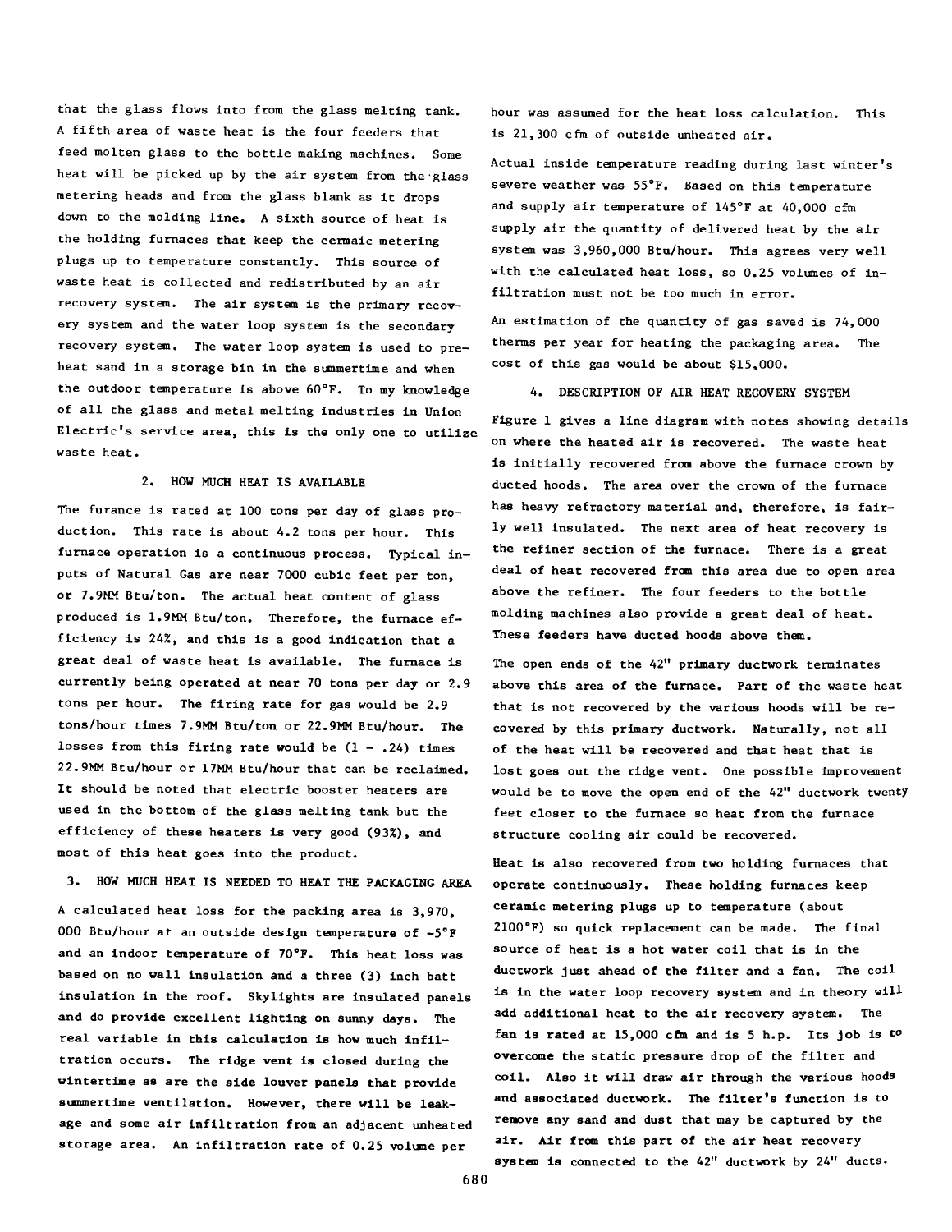that the glass flows into from the glass melting tank. A fifth area of waste heat is the four feeders that feed molten glass to the bottle making machines. Some heat will be picked up by the air system from the glass metering heads and from the glass blank as it drops down to the molding line. A sixth source of heat is the holding furnaces that keep the cermaic metering plugs up to temperature constantly. This source of waste heat is collected and redistributed by an air recovery system. The air system is the primary recovery system and the water loop system is the secondary recovery system. The water loop system is used to preheat sand in a storage bin in the summertime and when the outdoor temperature is above 60°F. To my knowledge of all the glass and metal melting industries in Union Electric's service area, this is the only one to utilize waste heat.

## 2. HOW MUCH HEAT IS AVAILABLE

The furance is rated at 100 tons per day of glass production. This rate is about 4.2 tons per hour. This furnace operation is a continuous process. Typical inputs of Natural Gas are near 7000 cubic feet per ton, or 7.9MM Btu/ton. The actual heat content of glass produced is 1.9MM Btu/ton. Therefore, the furnace efficiency is 24%, and this is a good indication that a great deal of waste heat is available. The furnace is currently being operated at near 70 tons per day or 2.9 tons per hour. The firing rate for gas would be 2.9 tons/hour times 7.9MM Btu/ton or 22.9MM Btu/hour. The losses from this firing rate would be (1 - .24) times 22.9MM Btu/hour or 17MM Btu/hour that can be reclaimed. It should be noted that electric booster heaters are used in the bottom of the glass melting tank but the efficiency of these heaters is very good (93%), and most of this heat goes into the product.

## 3. HOW MUCH HEAT IS NEEDED TO HEAT THE PACKAGING AREA

A calculated heat loss for the packing area is 3,970,000 Btu/hour at an outside design temperature of -5°F and an indoor temperature of 70°F. This heat loss was based on no wall insulation and a three (3) inch batt insulation in the roof. Skylights are insulated panels and do provide excellent lighting on sunny days. The real variable in this calculation is how much infiltration occurs. The ridge vent is closed during the wintertime as are the side louver panels that provide summertime ventilation. However, there will be leakage and some air infiltration from an adjacent unheated storage area. An infiltration rate of 0.25 volume per hour was assumed for the heat loss calculation. This is 21,300 cfm of outside unheated air.

Actual inside temperature reading during last winter's severe weather was 55°F. Based on this temperature and supply air temperature of 145°F at 40,000 cfm supply air the quantity of delivered heat by the air system was 3,960,000 Btu/hour. This agrees very well with the calculated heat loss, so 0.25 volumes of infiltration must not be too much in error.

An estimation of the quantity of gas saved is 74,000 therms per year for heating the packaging area. The cost of this gas would be about $15,000.

## 4. DESCRIPTION OF AIR HEAT RECOVERY SYSTEM

Figure 1 gives a line diagram with notes showing details on where the heated air is recovered. The waste heat is initially recovered from above the furnace crown by ducted hoods. The area over the crown of the furnace has heavy refractory material and, therefore, is fairly well insulated. The next area of heat recovery is the refiner section of the furnace. There is a great deal of heat recovered from this area due to open area above the refiner. The four feeders to the bottle molding machines also provide a great deal of heat. These feeders have ducted hoods above them.

The open ends of the 42" primary ductwork terminates above this area of the furnace. Part of the waste heat that is not recovered by the various hoods will be recovered by this primary ductwork. Naturally, not all of the heat will be recovered and that heat that is lost goes out the ridge vent. One possible improvement would be to move the open end of the 42" ductwork twenty feet closer to the furnace so heat from the furnace structure cooling air could be recovered.

Heat is also recovered from two holding furnaces that operate continuously. These holding furnaces keep ceramic metering plugs up to temperature (about 2100°F) so quick replacement can be made. The final source of heat is a hot water coil that is in the ductwork just ahead of the filter and a fan. The coil is in the water loop recovery system and in theory will add additional heat to the air recovery system. The fan is rated at 15,000 cfm and is 5 h.p. Its job is to overcome the static pressure drop of the filter and coil. Also it will draw air through the various hoods and associated ductwork. The filter's function is to remove any sand and dust that may be captured by the air. Air from this part of the air heat recovery system is connected to the 42" ductwork by 24" ducts.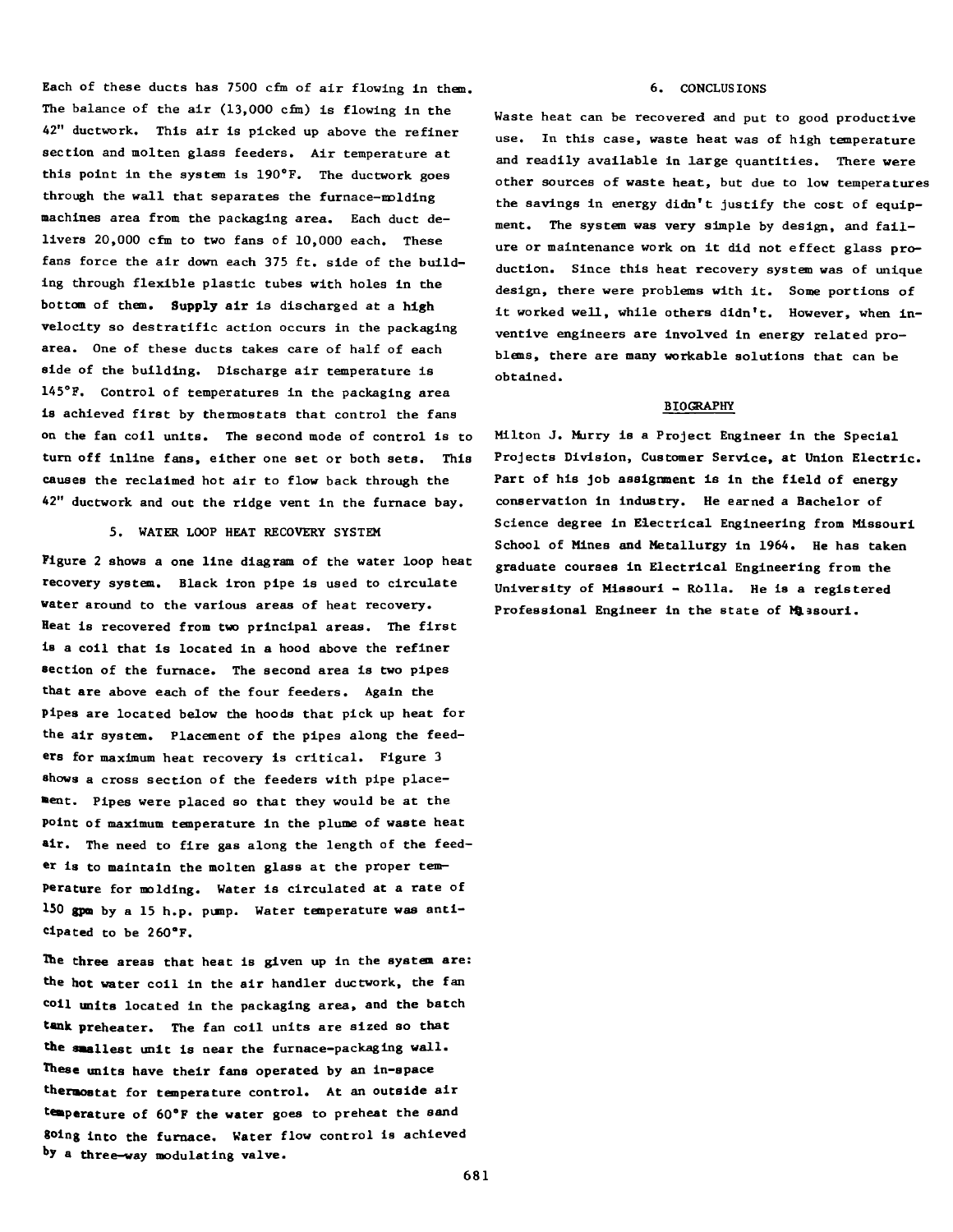Each of these ducts has 7500 cfm of air flowing in them. The balance of the air (13,000 cfm) is flowing in the 42" ductwork. This air is picked up above the refiner section and molten glass feeders. Air temperature at this point in the system is 190°F. The ductwork goes through the wall that separates the furnace-molding machines area from the packaging area. Each duct delivers 20,000 cfm to two fans of 10,000 each. These fans force the air down each 375 ft. side of the building through flexible plastic tubes with holes in the bottom of them. Supply air is discharged at a high velocity so destratific action occurs in the packaging area. One of these ducts takes care of half of each side of the building. Discharge air temperature is 145°F. Control of temperatures in the packaging area is achieved first by thermostats that control the fans on the fan coil units. The second mode of control is to turn off inline fans, either one set or both sets. This causes the reclaimed hot air to flow back through the 42" ductwork and out the ridge vent in the furnace bay.

## 5. WATER LOOP HEAT RECOVERY SYSTEM

Figure 2 shows a one line diagram of the water loop heat recovery system. Black iron pipe is used to circulate water around to the various areas of heat recovery. Heat is recovered from two principal areas. The first is a coil that is located in a hood above the refiner section of the furnace. The second area is two pipes that are above each of the four feeders. Again the pipes are located below the hoods that pick up heat for the air system. Placement of the pipes along the feeders for maximum heat recovery is critical. Figure 3 shows a cross section of the feeders with pipe placement. Pipes were placed so that they would be at the point of maximum temperature in the plume of waste heat air. The need to fire gas along the length of the feeder is to maintain the molten glass at the proper temperature for molding. Water is circulated at a rate of 150 gpm by a 15 h.p. pump. Water temperature was anticipated to be 260°F.

The three areas that heat is given up in the system are: the hot water coil in the air handler ductwork, the fan coil units located in the packaging area, and the batch tank preheater. The fan coil units are sized so that the smallest unit is near the furnace-packaging wall. These units have their fans operated by an in-space thermostat for temperature control. At an outside air temperature of 60°F the water goes to preheat the sand going into the furnace. Water flow control is achieved by a three-way modulating valve.

## 6. CONCLUSIONS

Waste heat can be recovered and put to good productive use. In this case, waste heat was of high temperature and readily available in large quantities. There were other sources of waste heat, but due to low temperatures the savings in energy didn't justify the cost of equipment. The system was very simple by design, and failure or maintenance work on it did not effect glass production. Since this heat recovery system was of unique design, there were problems with it. Some portions of it worked well, while others didn't. However, when inventive engineers are involved in energy related problems, there are many workable solutions that can be obtained.

## BIOGRAPHY

Milton J. Murry is a Project Engineer in the Special Projects Division, Customer Service, at Union Electric. Part of his job assignment is in the field of energy conservation in industry. He earned a Bachelor of Science degree in Electrical Engineering from Missouri School of Mines and Metallurgy in 1964. He has taken graduate courses in Electrical Engineering from the University of Missouri - Rolla. He is a registered Professional Engineer in the state of Missouri.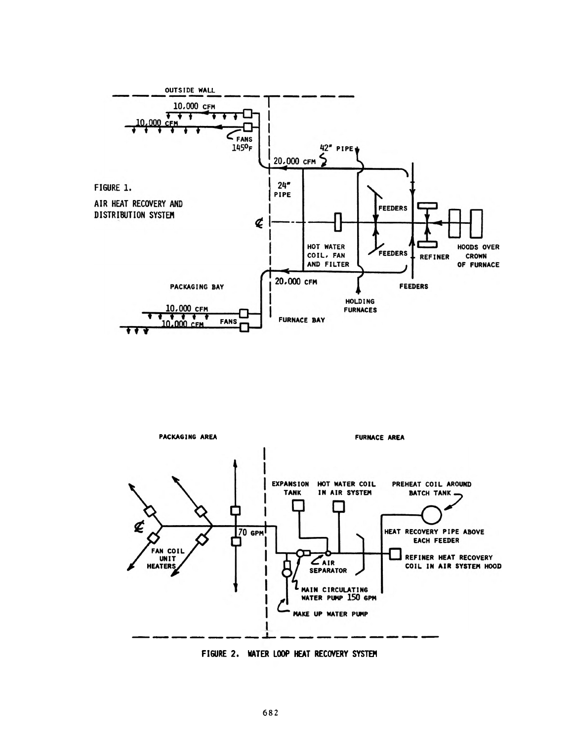FIGURE 1.

AIR HEAT RECOVERY AND DISTRIBUTION SYSTEM

FIGURE 2. WATER LOOP HEAT RECOVERY SYSTEM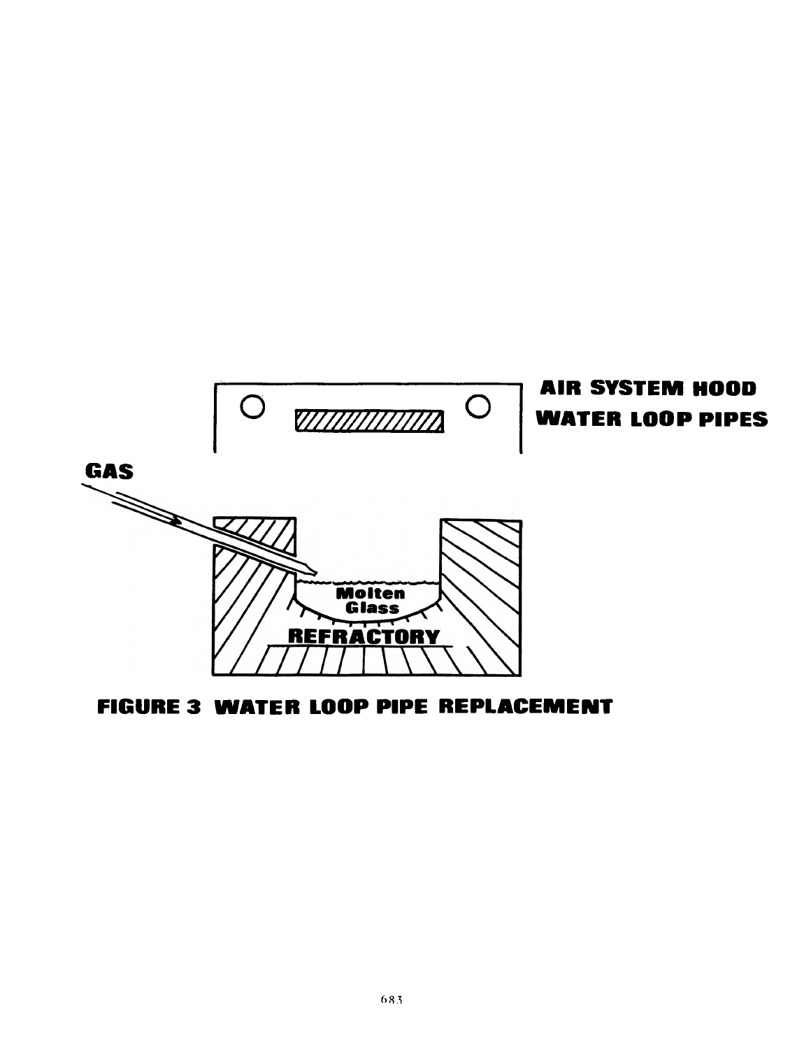AIR SYSTEM HOOD

WATER LOOP PIPES

GAS

Molten Glass

REFRACTORY

FIGURE 3 WATER LOOP PIPE REPLACEMENT